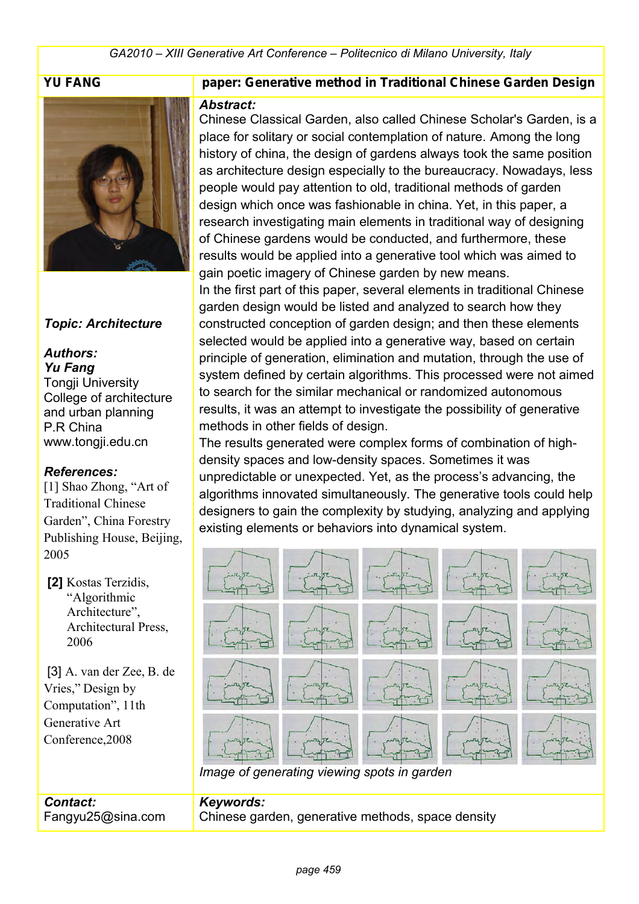**YU FANG**

**paper: Generative method in Traditional Chinese Garden Design**

***Topic: Architecture***

***Authors:***
***Yu Fang***
Tongji University
College of architecture and urban planning
P.R China
www.tongji.edu.cn

***References:***

[1] Shao Zhong, "Art of Traditional Chinese Garden", China Forestry Publishing House, Beijing, 2005

**[2]** Kostas Terzidis, "Algorithmic Architecture", Architectural Press, 2006

[3] A. van der Zee, B. de Vries," Design by Computation", 11th Generative Art Conference,2008

***Abstract:***

Chinese Classical Garden, also called Chinese Scholar's Garden, is a place for solitary or social contemplation of nature. Among the long history of china, the design of gardens always took the same position as architecture design especially to the bureaucracy. Nowadays, less people would pay attention to old, traditional methods of garden design which once was fashionable in china. Yet, in this paper, a research investigating main elements in traditional way of designing of Chinese gardens would be conducted, and furthermore, these results would be applied into a generative tool which was aimed to gain poetic imagery of Chinese garden by new means.

In the first part of this paper, several elements in traditional Chinese garden design would be listed and analyzed to search how they constructed conception of garden design; and then these elements selected would be applied into a generative way, based on certain principle of generation, elimination and mutation, through the use of system defined by certain algorithms. This processed were not aimed to search for the similar mechanical or randomized autonomous results, it was an attempt to investigate the possibility of generative methods in other fields of design.

The results generated were complex forms of combination of high-density spaces and low-density spaces. Sometimes it was unpredictable or unexpected. Yet, as the process's advancing, the algorithms innovated simultaneously. The generative tools could help designers to gain the complexity by studying, analyzing and applying existing elements or behaviors into dynamical system.

*Image of generating viewing spots in garden*

***Contact:***
Fangyu25@sina.com

***Keywords:***
Chinese garden, generative methods, space density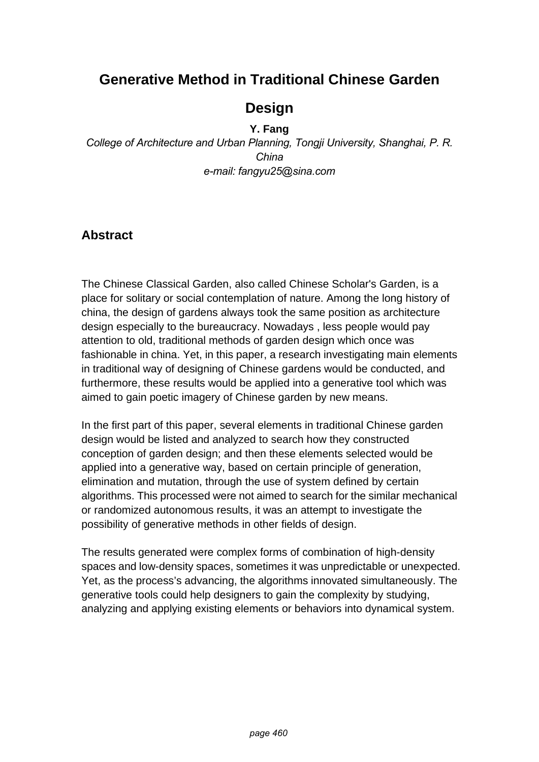# Generative Method in Traditional Chinese Garden Design

**Y. Fang**

*College of Architecture and Urban Planning, Tongji University, Shanghai, P. R. China*
*e-mail: fangyu25@sina.com*

## Abstract

The Chinese Classical Garden, also called Chinese Scholar's Garden, is a place for solitary or social contemplation of nature. Among the long history of china, the design of gardens always took the same position as architecture design especially to the bureaucracy. Nowadays , less people would pay attention to old, traditional methods of garden design which once was fashionable in china. Yet, in this paper, a research investigating main elements in traditional way of designing of Chinese gardens would be conducted, and furthermore, these results would be applied into a generative tool which was aimed to gain poetic imagery of Chinese garden by new means.

In the first part of this paper, several elements in traditional Chinese garden design would be listed and analyzed to search how they constructed conception of garden design; and then these elements selected would be applied into a generative way, based on certain principle of generation, elimination and mutation, through the use of system defined by certain algorithms. This processed were not aimed to search for the similar mechanical or randomized autonomous results, it was an attempt to investigate the possibility of generative methods in other fields of design.

The results generated were complex forms of combination of high-density spaces and low-density spaces, sometimes it was unpredictable or unexpected. Yet, as the process's advancing, the algorithms innovated simultaneously. The generative tools could help designers to gain the complexity by studying, analyzing and applying existing elements or behaviors into dynamical system.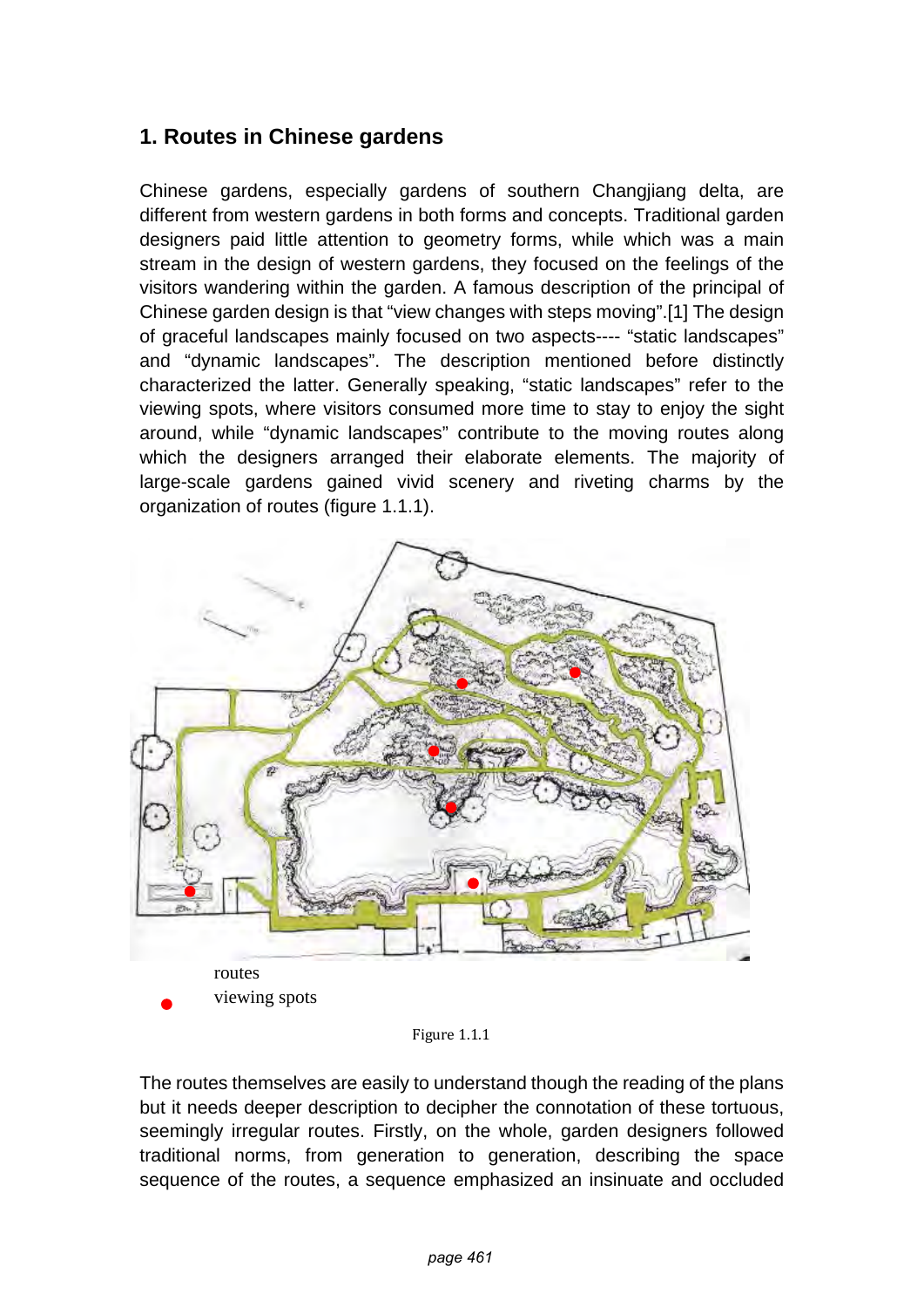## 1. Routes in Chinese gardens

Chinese gardens, especially gardens of southern Changjiang delta, are different from western gardens in both forms and concepts. Traditional garden designers paid little attention to geometry forms, while which was a main stream in the design of western gardens, they focused on the feelings of the visitors wandering within the garden. A famous description of the principal of Chinese garden design is that “view changes with steps moving”.[1] The design of graceful landscapes mainly focused on two aspects---- “static landscapes” and “dynamic landscapes”. The description mentioned before distinctly characterized the latter. Generally speaking, “static landscapes” refer to the viewing spots, where visitors consumed more time to stay to enjoy the sight around, while “dynamic landscapes” contribute to the moving routes along which the designers arranged their elaborate elements. The majority of large-scale gardens gained vivid scenery and riveting charms by the organization of routes (figure 1.1.1).

routes

viewing spots

Figure 1.1.1

The routes themselves are easily to understand though the reading of the plans but it needs deeper description to decipher the connotation of these tortuous, seemingly irregular routes. Firstly, on the whole, garden designers followed traditional norms, from generation to generation, describing the space sequence of the routes, a sequence emphasized an insinuate and occluded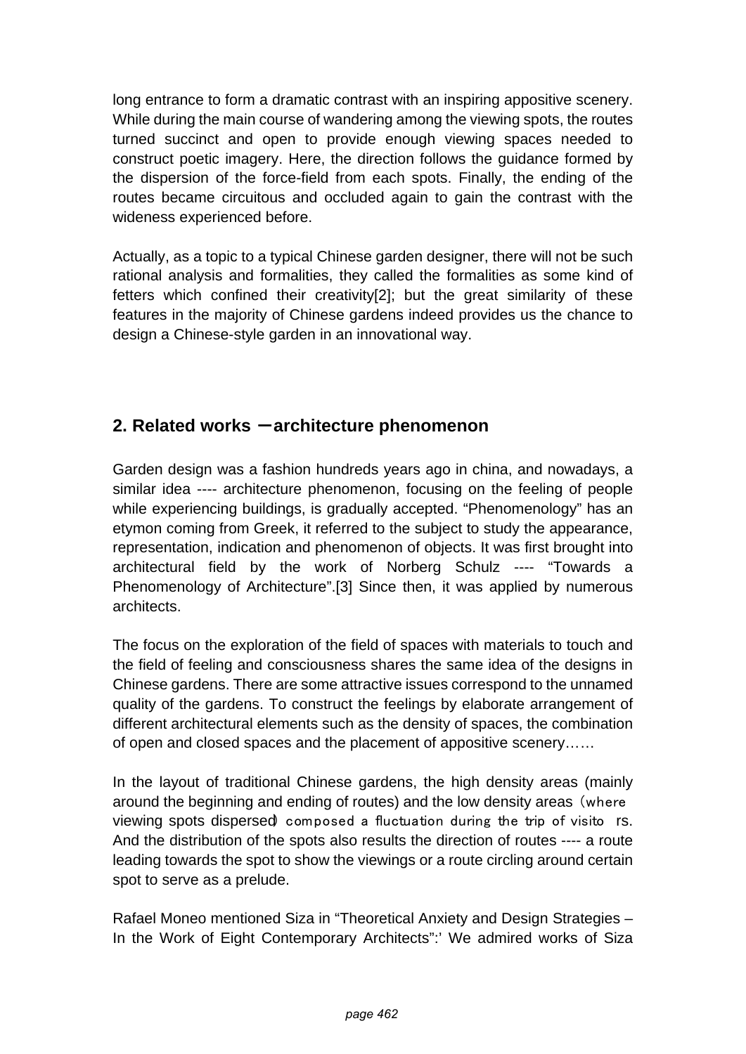long entrance to form a dramatic contrast with an inspiring appositive scenery. While during the main course of wandering among the viewing spots, the routes turned succinct and open to provide enough viewing spaces needed to construct poetic imagery. Here, the direction follows the guidance formed by the dispersion of the force-field from each spots. Finally, the ending of the routes became circuitous and occluded again to gain the contrast with the wideness experienced before.

Actually, as a topic to a typical Chinese garden designer, there will not be such rational analysis and formalities, they called the formalities as some kind of fetters which confined their creativity[2]; but the great similarity of these features in the majority of Chinese gardens indeed provides us the chance to design a Chinese-style garden in an innovational way.

## 2. Related works －architecture phenomenon

Garden design was a fashion hundreds years ago in china, and nowadays, a similar idea ---- architecture phenomenon, focusing on the feeling of people while experiencing buildings, is gradually accepted. “Phenomenology” has an etymon coming from Greek, it referred to the subject to study the appearance, representation, indication and phenomenon of objects. It was first brought into architectural field by the work of Norberg Schulz ---- “Towards a Phenomenology of Architecture”.[3] Since then, it was applied by numerous architects.

The focus on the exploration of the field of spaces with materials to touch and the field of feeling and consciousness shares the same idea of the designs in Chinese gardens. There are some attractive issues correspond to the unnamed quality of the gardens. To construct the feelings by elaborate arrangement of different architectural elements such as the density of spaces, the combination of open and closed spaces and the placement of appositive scenery……

In the layout of traditional Chinese gardens, the high density areas (mainly around the beginning and ending of routes) and the low density areas（where viewing spots dispersed）composed a fluctuation during the trip of visitors. And the distribution of the spots also results the direction of routes ---- a route leading towards the spot to show the viewings or a route circling around certain spot to serve as a prelude.

Rafael Moneo mentioned Siza in “Theoretical Anxiety and Design Strategies – In the Work of Eight Contemporary Architects”:’ We admired works of Siza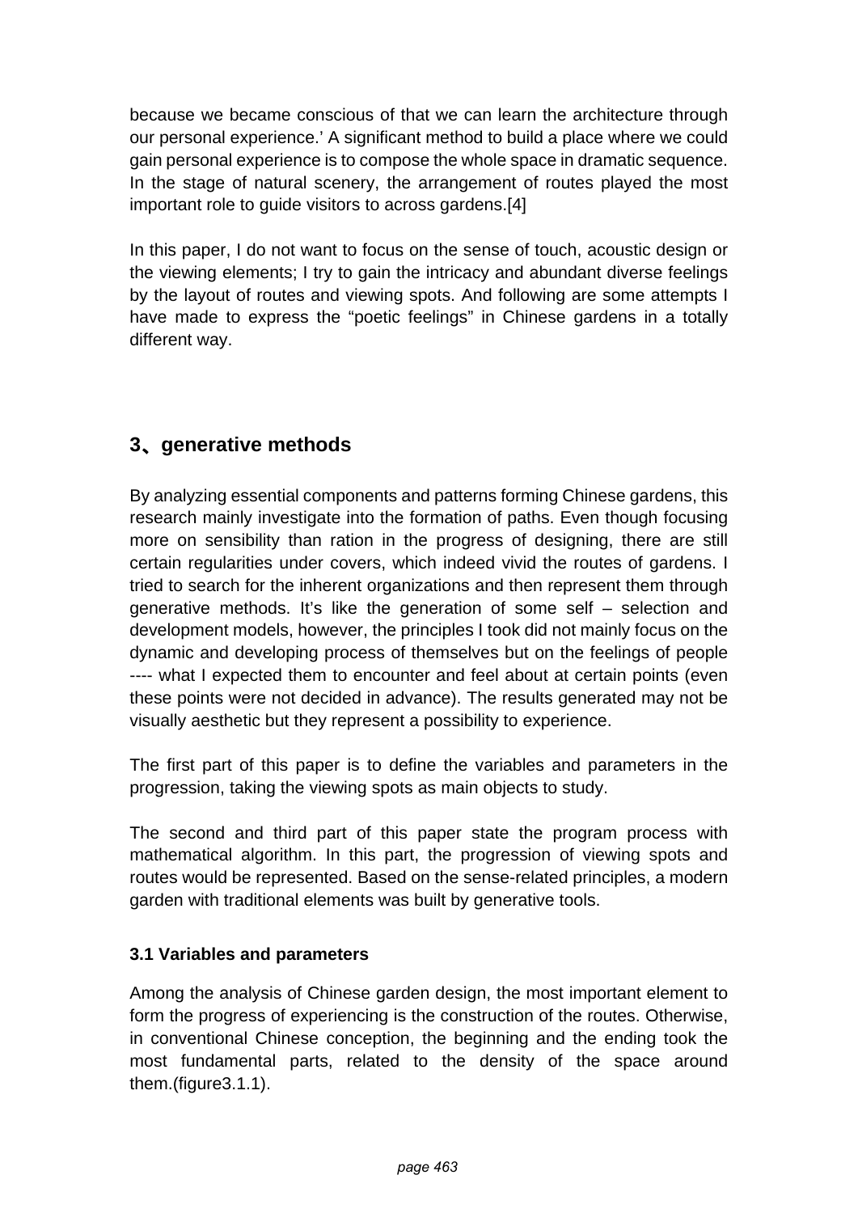because we became conscious of that we can learn the architecture through our personal experience.' A significant method to build a place where we could gain personal experience is to compose the whole space in dramatic sequence. In the stage of natural scenery, the arrangement of routes played the most important role to guide visitors to across gardens.[4]

In this paper, I do not want to focus on the sense of touch, acoustic design or the viewing elements; I try to gain the intricacy and abundant diverse feelings by the layout of routes and viewing spots. And following are some attempts I have made to express the "poetic feelings" in Chinese gardens in a totally different way.

## 3、generative methods

By analyzing essential components and patterns forming Chinese gardens, this research mainly investigate into the formation of paths. Even though focusing more on sensibility than ration in the progress of designing, there are still certain regularities under covers, which indeed vivid the routes of gardens. I tried to search for the inherent organizations and then represent them through generative methods. It's like the generation of some self – selection and development models, however, the principles I took did not mainly focus on the dynamic and developing process of themselves but on the feelings of people ---- what I expected them to encounter and feel about at certain points (even these points were not decided in advance). The results generated may not be visually aesthetic but they represent a possibility to experience.

The first part of this paper is to define the variables and parameters in the progression, taking the viewing spots as main objects to study.

The second and third part of this paper state the program process with mathematical algorithm. In this part, the progression of viewing spots and routes would be represented. Based on the sense-related principles, a modern garden with traditional elements was built by generative tools.

### 3.1 Variables and parameters

Among the analysis of Chinese garden design, the most important element to form the progress of experiencing is the construction of the routes. Otherwise, in conventional Chinese conception, the beginning and the ending took the most fundamental parts, related to the density of the space around them.(figure3.1.1).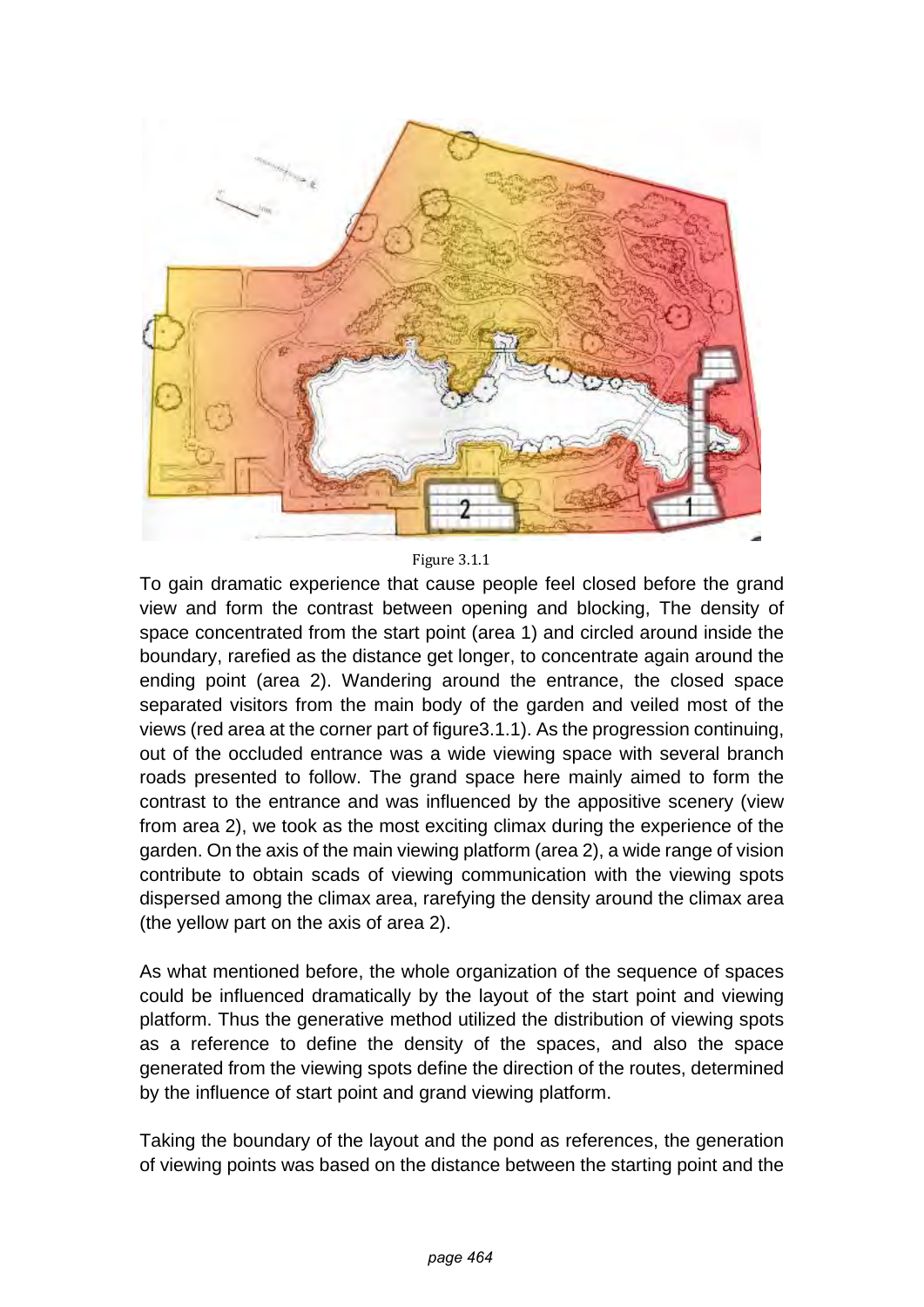Figure 3.1.1

To gain dramatic experience that cause people feel closed before the grand view and form the contrast between opening and blocking, The density of space concentrated from the start point (area 1) and circled around inside the boundary, rarefied as the distance get longer, to concentrate again around the ending point (area 2). Wandering around the entrance, the closed space separated visitors from the main body of the garden and veiled most of the views (red area at the corner part of figure3.1.1). As the progression continuing, out of the occluded entrance was a wide viewing space with several branch roads presented to follow. The grand space here mainly aimed to form the contrast to the entrance and was influenced by the appositive scenery (view from area 2), we took as the most exciting climax during the experience of the garden. On the axis of the main viewing platform (area 2), a wide range of vision contribute to obtain scads of viewing communication with the viewing spots dispersed among the climax area, rarefying the density around the climax area (the yellow part on the axis of area 2).

As what mentioned before, the whole organization of the sequence of spaces could be influenced dramatically by the layout of the start point and viewing platform. Thus the generative method utilized the distribution of viewing spots as a reference to define the density of the spaces, and also the space generated from the viewing spots define the direction of the routes, determined by the influence of start point and grand viewing platform.

Taking the boundary of the layout and the pond as references, the generation of viewing points was based on the distance between the starting point and the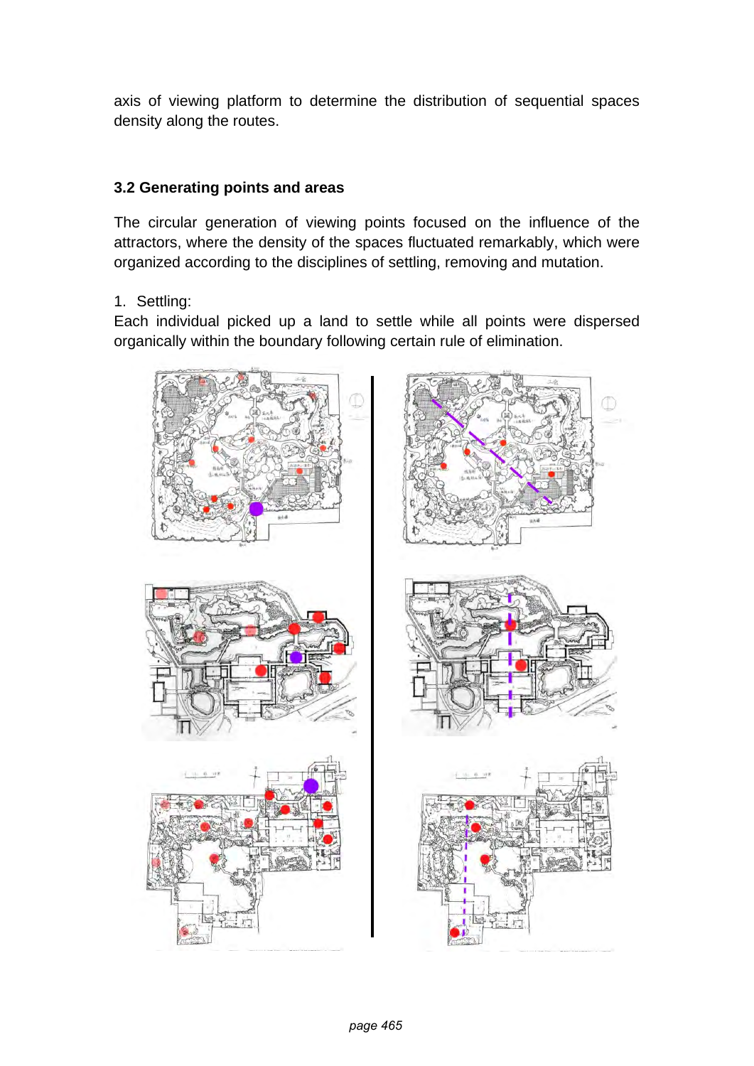axis of viewing platform to determine the distribution of sequential spaces density along the routes.

### 3.2 Generating points and areas

The circular generation of viewing points focused on the influence of the attractors, where the density of the spaces fluctuated remarkably, which were organized according to the disciplines of settling, removing and mutation.

1. Settling:

Each individual picked up a land to settle while all points were dispersed organically within the boundary following certain rule of elimination.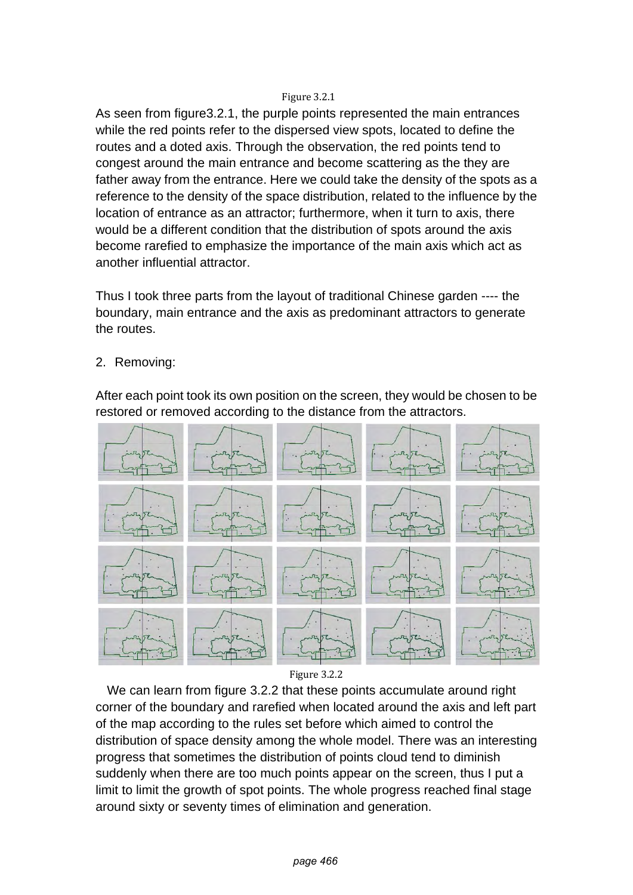Figure 3.2.1

As seen from figure3.2.1, the purple points represented the main entrances while the red points refer to the dispersed view spots, located to define the routes and a doted axis. Through the observation, the red points tend to congest around the main entrance and become scattering as the they are father away from the entrance. Here we could take the density of the spots as a reference to the density of the space distribution, related to the influence by the location of entrance as an attractor; furthermore, when it turn to axis, there would be a different condition that the distribution of spots around the axis become rarefied to emphasize the importance of the main axis which act as another influential attractor.

Thus I took three parts from the layout of traditional Chinese garden ---- the boundary, main entrance and the axis as predominant attractors to generate the routes.

2. Removing:

After each point took its own position on the screen, they would be chosen to be restored or removed according to the distance from the attractors.

Figure 3.2.2

We can learn from figure 3.2.2 that these points accumulate around right corner of the boundary and rarefied when located around the axis and left part of the map according to the rules set before which aimed to control the distribution of space density among the whole model. There was an interesting progress that sometimes the distribution of points cloud tend to diminish suddenly when there are too much points appear on the screen, thus I put a limit to limit the growth of spot points. The whole progress reached final stage around sixty or seventy times of elimination and generation.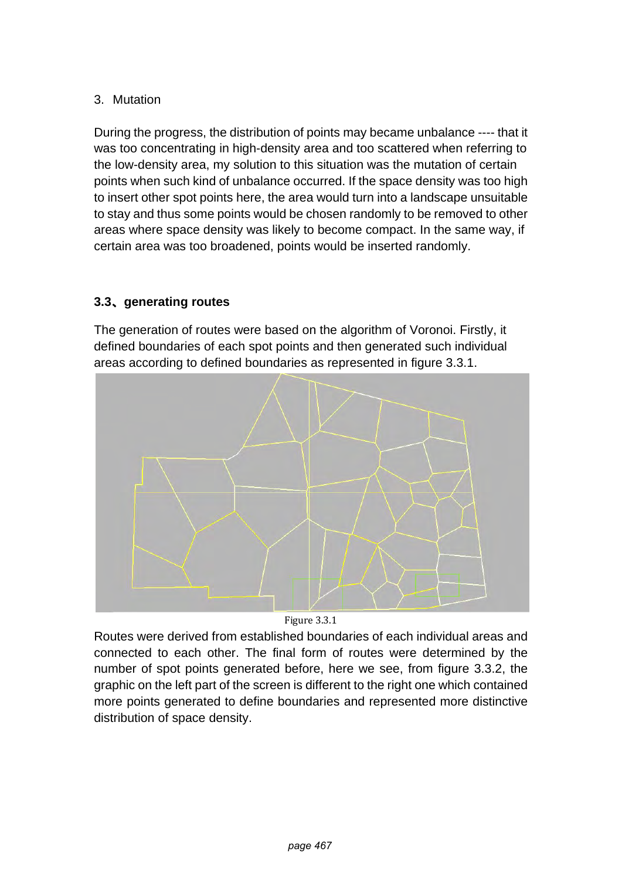3. Mutation

During the progress, the distribution of points may became unbalance ---- that it was too concentrating in high-density area and too scattered when referring to the low-density area, my solution to this situation was the mutation of certain points when such kind of unbalance occurred. If the space density was too high to insert other spot points here, the area would turn into a landscape unsuitable to stay and thus some points would be chosen randomly to be removed to other areas where space density was likely to become compact. In the same way, if certain area was too broadened, points would be inserted randomly.

### 3.3、generating routes

The generation of routes were based on the algorithm of Voronoi. Firstly, it defined boundaries of each spot points and then generated such individual areas according to defined boundaries as represented in figure 3.3.1.

Figure 3.3.1

Routes were derived from established boundaries of each individual areas and connected to each other. The final form of routes were determined by the number of spot points generated before, here we see, from figure 3.3.2, the graphic on the left part of the screen is different to the right one which contained more points generated to define boundaries and represented more distinctive distribution of space density.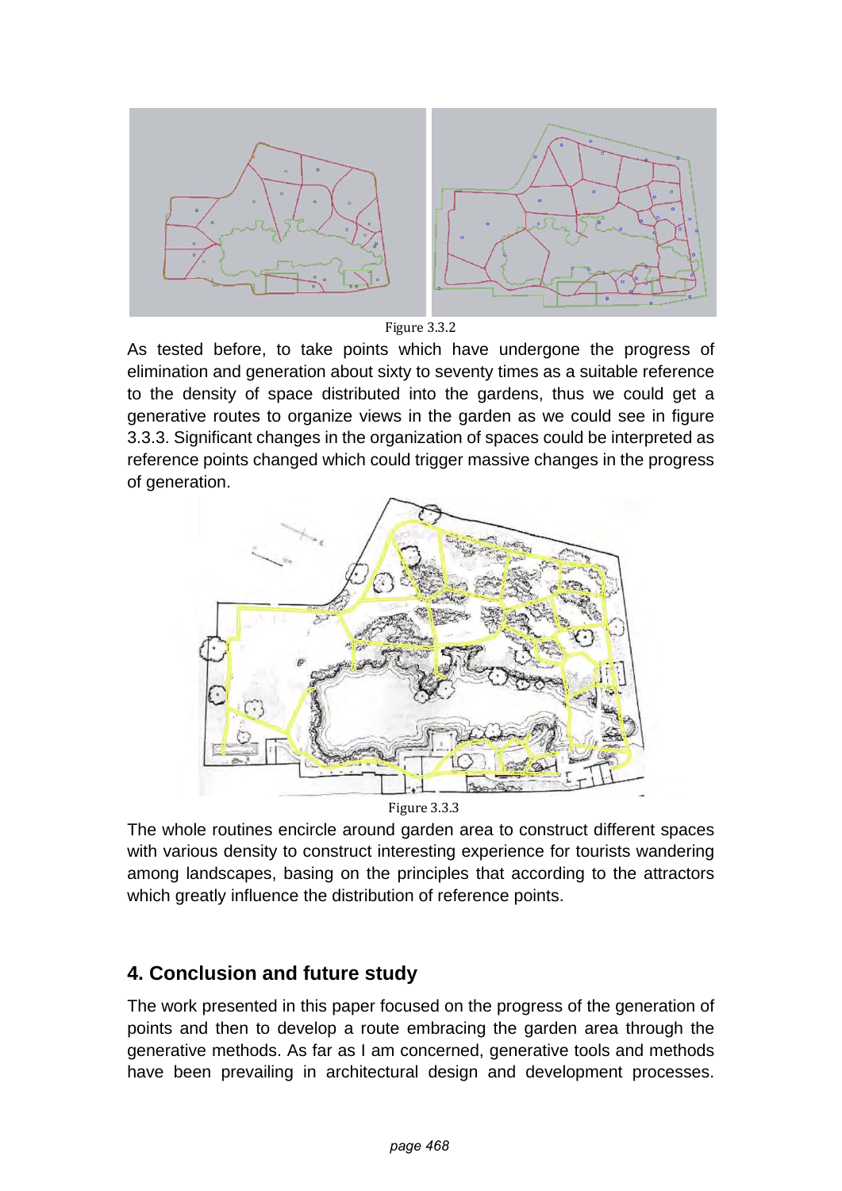Figure 3.3.2

As tested before, to take points which have undergone the progress of elimination and generation about sixty to seventy times as a suitable reference to the density of space distributed into the gardens, thus we could get a generative routes to organize views in the garden as we could see in figure 3.3.3. Significant changes in the organization of spaces could be interpreted as reference points changed which could trigger massive changes in the progress of generation.

Figure 3.3.3

The whole routines encircle around garden area to construct different spaces with various density to construct interesting experience for tourists wandering among landscapes, basing on the principles that according to the attractors which greatly influence the distribution of reference points.

## 4. Conclusion and future study

The work presented in this paper focused on the progress of the generation of points and then to develop a route embracing the garden area through the generative methods. As far as I am concerned, generative tools and methods have been prevailing in architectural design and development processes.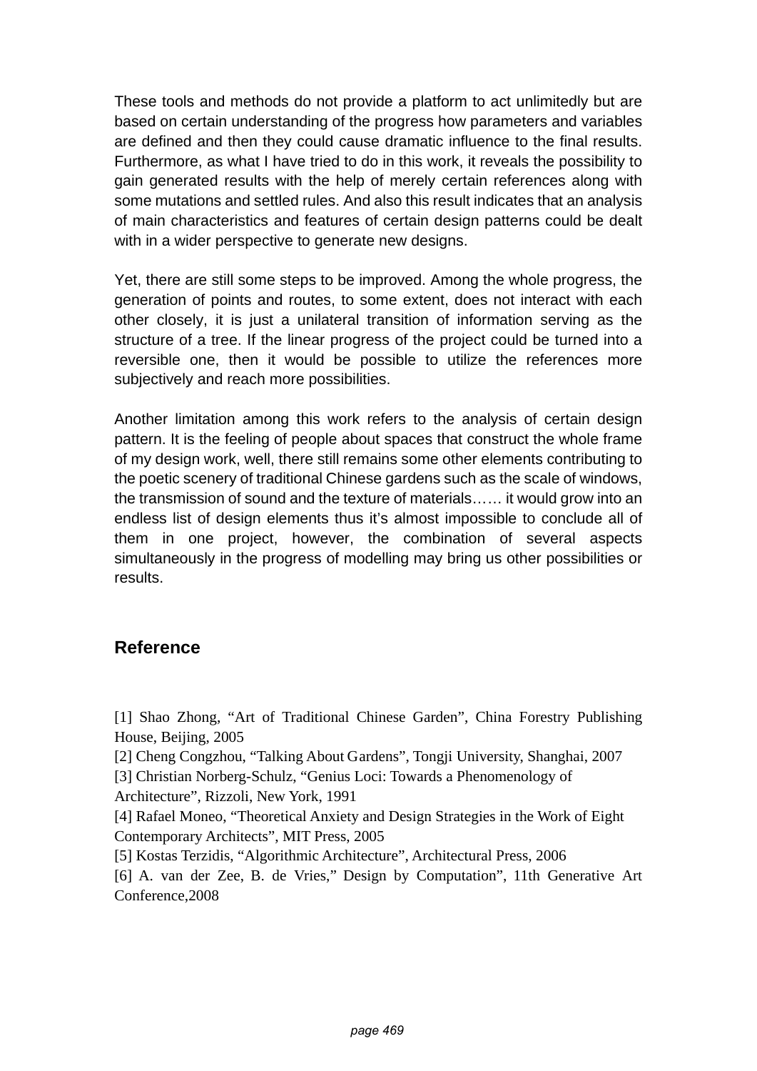These tools and methods do not provide a platform to act unlimitedly but are based on certain understanding of the progress how parameters and variables are defined and then they could cause dramatic influence to the final results. Furthermore, as what I have tried to do in this work, it reveals the possibility to gain generated results with the help of merely certain references along with some mutations and settled rules. And also this result indicates that an analysis of main characteristics and features of certain design patterns could be dealt with in a wider perspective to generate new designs.

Yet, there are still some steps to be improved. Among the whole progress, the generation of points and routes, to some extent, does not interact with each other closely, it is just a unilateral transition of information serving as the structure of a tree. If the linear progress of the project could be turned into a reversible one, then it would be possible to utilize the references more subjectively and reach more possibilities.

Another limitation among this work refers to the analysis of certain design pattern. It is the feeling of people about spaces that construct the whole frame of my design work, well, there still remains some other elements contributing to the poetic scenery of traditional Chinese gardens such as the scale of windows, the transmission of sound and the texture of materials…… it would grow into an endless list of design elements thus it's almost impossible to conclude all of them in one project, however, the combination of several aspects simultaneously in the progress of modelling may bring us other possibilities or results.

## Reference

[1] Shao Zhong, "Art of Traditional Chinese Garden", China Forestry Publishing House, Beijing, 2005

[2] Cheng Congzhou, "Talking About Gardens", Tongji University, Shanghai, 2007

[3] Christian Norberg-Schulz, "Genius Loci: Towards a Phenomenology of Architecture", Rizzoli, New York, 1991

[4] Rafael Moneo, "Theoretical Anxiety and Design Strategies in the Work of Eight Contemporary Architects", MIT Press, 2005

[5] Kostas Terzidis, "Algorithmic Architecture", Architectural Press, 2006

[6] A. van der Zee, B. de Vries," Design by Computation", 11th Generative Art Conference,2008